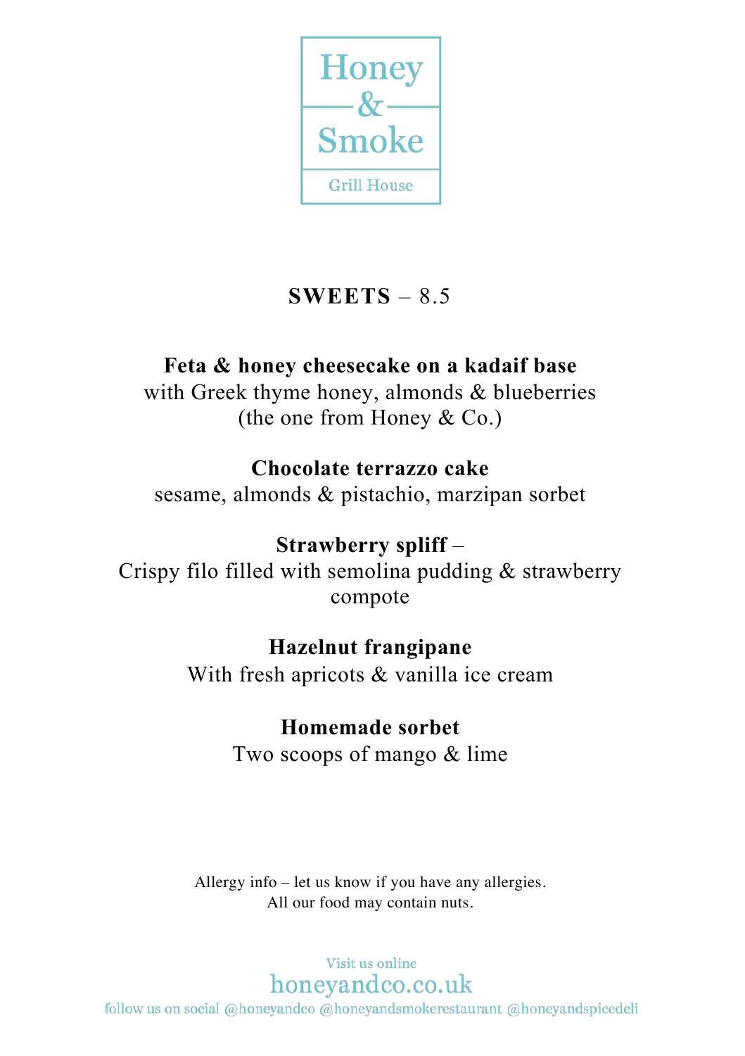# Honey & Smoke

Grill House

## **SWEETS** – 8.5

**Feta & honey cheesecake on a kadaif base**
with Greek thyme honey, almonds & blueberries
(the one from Honey & Co.)

**Chocolate terrazzo cake**
sesame, almonds & pistachio, marzipan sorbet

**Strawberry spliff** –
Crispy filo filled with semolina pudding & strawberry compote

**Hazelnut frangipane**
With fresh apricots & vanilla ice cream

**Homemade sorbet**
Two scoops of mango & lime

Allergy info – let us know if you have any allergies.
All our food may contain nuts.

Visit us online
honeyandco.co.uk
follow us on social @honeyandco @honeyandsmokerestaurant @honeyandspicedeli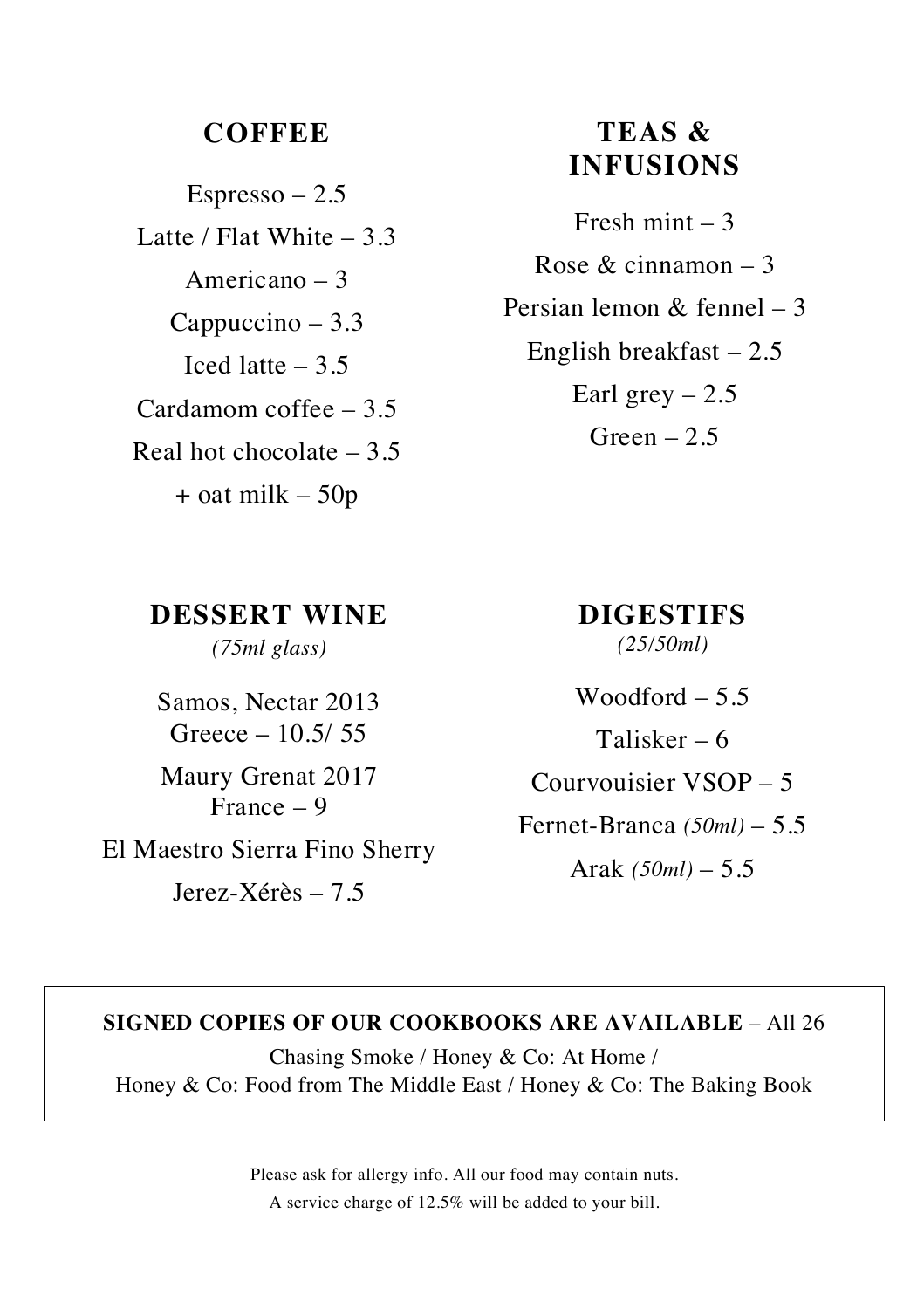## COFFEE

Espresso – 2.5

Latte / Flat White – 3.3

Americano – 3

Cappuccino – 3.3

Iced latte – 3.5

Cardamom coffee – 3.5

Real hot chocolate – 3.5

+ oat milk – 50p

## TEAS & INFUSIONS

Fresh mint – 3

Rose & cinnamon – 3

Persian lemon & fennel – 3

English breakfast – 2.5

Earl grey – 2.5

Green – 2.5

## DESSERT WINE

*(75ml glass)*

Samos, Nectar 2013
Greece – 10.5/ 55

Maury Grenat 2017
France – 9

El Maestro Sierra Fino Sherry

Jerez-Xérès – 7.5

## DIGESTIFS

*(25/50ml)*

Woodford – 5.5

Talisker – 6

Courvouisier VSOP – 5

Fernet-Branca *(50ml)* – 5.5

Arak *(50ml)* – 5.5

**SIGNED COPIES OF OUR COOKBOOKS ARE AVAILABLE** – All 26

Chasing Smoke / Honey & Co: At Home /
Honey & Co: Food from The Middle East / Honey & Co: The Baking Book

Please ask for allergy info. All our food may contain nuts.

A service charge of 12.5% will be added to your bill.